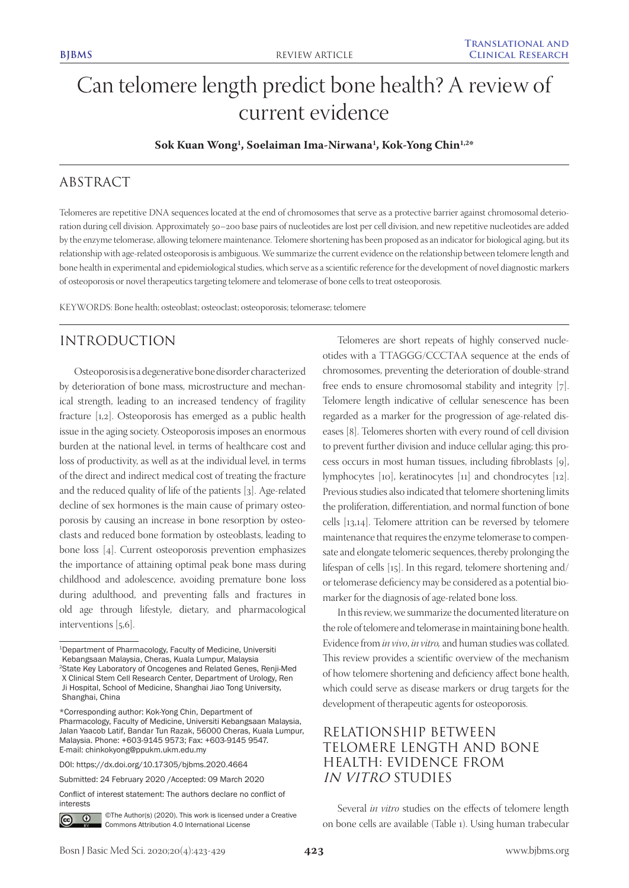# Can telomere length predict bone health? A review of current evidence

**Sok Kuan Wong[1], Soelaiman Ima-Nirwana[1], Kok-Yong Chin[1,2*]**

## ABSTRACT

Telomeres are repetitive DNA sequences located at the end of chromosomes that serve as a protective barrier against chromosomal deterioration during cell division. Approximately 50–200 base pairs of nucleotides are lost per cell division, and new repetitive nucleotides are added by the enzyme telomerase, allowing telomere maintenance. Telomere shortening has been proposed as an indicator for biological aging, but its relationship with age-related osteoporosis is ambiguous. We summarize the current evidence on the relationship between telomere length and bone health in experimental and epidemiological studies, which serve as a scientific reference for the development of novel diagnostic markers of osteoporosis or novel therapeutics targeting telomere and telomerase of bone cells to treat osteoporosis.

KEYWORDS: Bone health; osteoblast; osteoclast; osteoporosis; telomerase; telomere

## INTRODUCTION

Osteoporosis is a degenerative bone disorder characterized by deterioration of bone mass, microstructure and mechanical strength, leading to an increased tendency of fragility fracture [1,2]. Osteoporosis has emerged as a public health issue in the aging society. Osteoporosis imposes an enormous burden at the national level, in terms of healthcare cost and loss of productivity, as well as at the individual level, in terms of the direct and indirect medical cost of treating the fracture and the reduced quality of life of the patients [3]. Age-related decline of sex hormones is the main cause of primary osteoporosis by causing an increase in bone resorption by osteoclasts and reduced bone formation by osteoblasts, leading to bone loss [4]. Current osteoporosis prevention emphasizes the importance of attaining optimal peak bone mass during childhood and adolescence, avoiding premature bone loss during adulthood, and preventing falls and fractures in old age through lifestyle, dietary, and pharmacological interventions [5,6].

Telomeres are short repeats of highly conserved nucleotides with a TTAGGG/CCCTAA sequence at the ends of chromosomes, preventing the deterioration of double-strand free ends to ensure chromosomal stability and integrity [7]. Telomere length indicative of cellular senescence has been regarded as a marker for the progression of age-related diseases [8]. Telomeres shorten with every round of cell division to prevent further division and induce cellular aging; this process occurs in most human tissues, including fibroblasts [9], lymphocytes [10], keratinocytes [11] and chondrocytes [12]. Previous studies also indicated that telomere shortening limits the proliferation, differentiation, and normal function of bone cells [13,14]. Telomere attrition can be reversed by telomere maintenance that requires the enzyme telomerase to compensate and elongate telomeric sequences, thereby prolonging the lifespan of cells [15]. In this regard, telomere shortening and/or telomerase deficiency may be considered as a potential biomarker for the diagnosis of age-related bone loss.

In this review, we summarize the documented literature on the role of telomere and telomerase in maintaining bone health. Evidence from *in vivo*, *in vitro,* and human studies was collated. This review provides a scientific overview of the mechanism of how telomere shortening and deficiency affect bone health, which could serve as disease markers or drug targets for the development of therapeutic agents for osteoporosis.

## RELATIONSHIP BETWEEN TELOMERE LENGTH AND BONE HEALTH: EVIDENCE FROM *IN VITRO* STUDIES

Several *in vitro* studies on the effects of telomere length on bone cells are available (Table 1). Using human trabecular

---

[1]Department of Pharmacology, Faculty of Medicine, Universiti Kebangsaan Malaysia, Cheras, Kuala Lumpur, Malaysia
[2]State Key Laboratory of Oncogenes and Related Genes, Renji-Med X Clinical Stem Cell Research Center, Department of Urology, Ren Ji Hospital, School of Medicine, Shanghai Jiao Tong University, Shanghai, China

*Corresponding author: Kok-Yong Chin, Department of Pharmacology, Faculty of Medicine, Universiti Kebangsaan Malaysia, Jalan Yaacob Latif, Bandar Tun Razak, 56000 Cheras, Kuala Lumpur, Malaysia. Phone: +603-9145 9573; Fax: +603-9145 9547. E-mail: chinkokyong@ppukm.ukm.edu.my

DOI: https://dx.doi.org/10.17305/bjbms.2020.4664

Submitted: 24 February 2020 /Accepted: 09 March 2020

Conflict of interest statement: The authors declare no conflict of interests

©The Author(s) (2020). This work is licensed under a Creative Commons Attribution 4.0 International License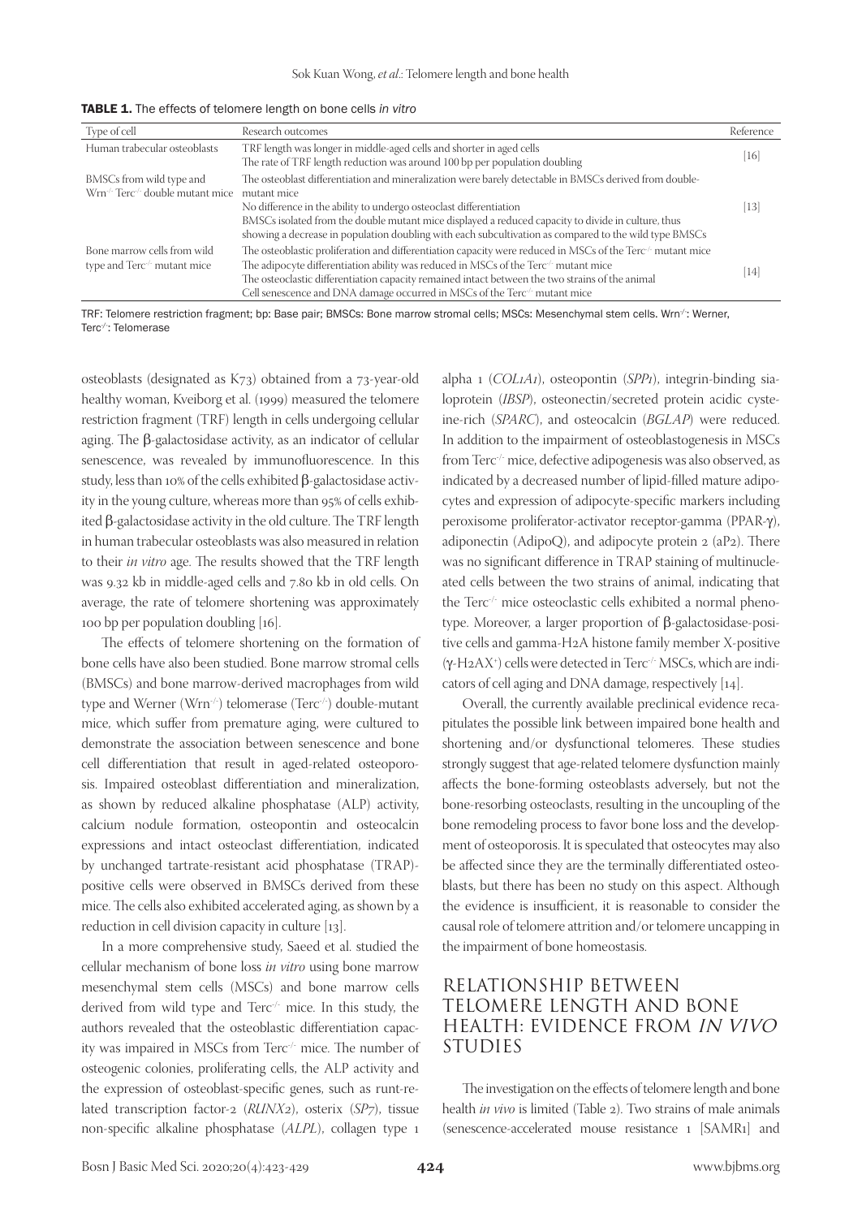**TABLE 1.** The effects of telomere length on bone cells *in vitro*

| Type of cell | Research outcomes | Reference |
|---|---|---|
| Human trabecular osteoblasts | TRF length was longer in middle-aged cells and shorter in aged cells<br>The rate of TRF length reduction was around 100 bp per population doubling | [16] |
| BMSCs from wild type and Wrn$^{-/-}$ Terc$^{-/-}$ double mutant mice | The osteoblast differentiation and mineralization were barely detectable in BMSCs derived from double-mutant mice<br>No difference in the ability to undergo osteoclast differentiation<br>BMSCs isolated from the double mutant mice displayed a reduced capacity to divide in culture, thus showing a decrease in population doubling with each subcultivation as compared to the wild type BMSCs | [13] |
| Bone marrow cells from wild type and Terc$^{-/-}$ mutant mice | The osteoblastic proliferation and differentiation capacity were reduced in MSCs of the Terc$^{-/-}$ mutant mice<br>The adipocyte differentiation ability was reduced in MSCs of the Terc$^{-/-}$ mutant mice<br>The osteoclastic differentiation capacity remained intact between the two strains of the animal<br>Cell senescence and DNA damage occurred in MSCs of the Terc$^{-/-}$ mutant mice | [14] |

TRF: Telomere restriction fragment; bp: Base pair; BMSCs: Bone marrow stromal cells; MSCs: Mesenchymal stem cells. Wrn$^{-/-}$: Werner, Terc$^{-/-}$: Telomerase

osteoblasts (designated as K73) obtained from a 73-year-old healthy woman, Kveiborg et al. (1999) measured the telomere restriction fragment (TRF) length in cells undergoing cellular aging. The β-galactosidase activity, as an indicator of cellular senescence, was revealed by immunofluorescence. In this study, less than 10% of the cells exhibited β-galactosidase activity in the young culture, whereas more than 95% of cells exhibited β-galactosidase activity in the old culture. The TRF length in human trabecular osteoblasts was also measured in relation to their *in vitro* age. The results showed that the TRF length was 9.32 kb in middle-aged cells and 7.80 kb in old cells. On average, the rate of telomere shortening was approximately 100 bp per population doubling [16].

The effects of telomere shortening on the formation of bone cells have also been studied. Bone marrow stromal cells (BMSCs) and bone marrow-derived macrophages from wild type and Werner (Wrn$^{-/-}$) telomerase (Terc$^{-/-}$) double-mutant mice, which suffer from premature aging, were cultured to demonstrate the association between senescence and bone cell differentiation that result in aged-related osteoporosis. Impaired osteoblast differentiation and mineralization, as shown by reduced alkaline phosphatase (ALP) activity, calcium nodule formation, osteopontin and osteocalcin expressions and intact osteoclast differentiation, indicated by unchanged tartrate-resistant acid phosphatase (TRAP)-positive cells were observed in BMSCs derived from these mice. The cells also exhibited accelerated aging, as shown by a reduction in cell division capacity in culture [13].

In a more comprehensive study, Saeed et al. studied the cellular mechanism of bone loss *in vitro* using bone marrow mesenchymal stem cells (MSCs) and bone marrow cells derived from wild type and Terc$^{-/-}$ mice. In this study, the authors revealed that the osteoblastic differentiation capacity was impaired in MSCs from Terc$^{-/-}$ mice. The number of osteogenic colonies, proliferating cells, the ALP activity and the expression of osteoblast-specific genes, such as runt-related transcription factor-2 (*RUNX2*), osterix (*SP7*), tissue non-specific alkaline phosphatase (*ALPL*), collagen type 1 alpha 1 (*COL1A1*), osteopontin (*SPP1*), integrin-binding sialoprotein (*IBSP*), osteonectin/secreted protein acidic cysteine-rich (*SPARC*), and osteocalcin (*BGLAP*) were reduced. In addition to the impairment of osteoblastogenesis in MSCs from Terc$^{-/-}$ mice, defective adipogenesis was also observed, as indicated by a decreased number of lipid-filled mature adipocytes and expression of adipocyte-specific markers including peroxisome proliferator-activator receptor-gamma (PPAR-γ), adiponectin (AdipoQ), and adipocyte protein 2 (aP2). There was no significant difference in TRAP staining of multinucleated cells between the two strains of animal, indicating that the Terc$^{-/-}$ mice osteoclastic cells exhibited a normal phenotype. Moreover, a larger proportion of β-galactosidase-positive cells and gamma-H2A histone family member X-positive (γ-H2AX$^{+}$) cells were detected in Terc$^{-/-}$ MSCs, which are indicators of cell aging and DNA damage, respectively [14].

Overall, the currently available preclinical evidence recapitulates the possible link between impaired bone health and shortening and/or dysfunctional telomeres. These studies strongly suggest that age-related telomere dysfunction mainly affects the bone-forming osteoblasts adversely, but not the bone-resorbing osteoclasts, resulting in the uncoupling of the bone remodeling process to favor bone loss and the development of osteoporosis. It is speculated that osteocytes may also be affected since they are the terminally differentiated osteoblasts, but there has been no study on this aspect. Although the evidence is insufficient, it is reasonable to consider the causal role of telomere attrition and/or telomere uncapping in the impairment of bone homeostasis.

## RELATIONSHIP BETWEEN TELOMERE LENGTH AND BONE HEALTH: EVIDENCE FROM *IN VIVO* STUDIES

The investigation on the effects of telomere length and bone health *in vivo* is limited (Table 2). Two strains of male animals (senescence-accelerated mouse resistance 1 [SAMR1] and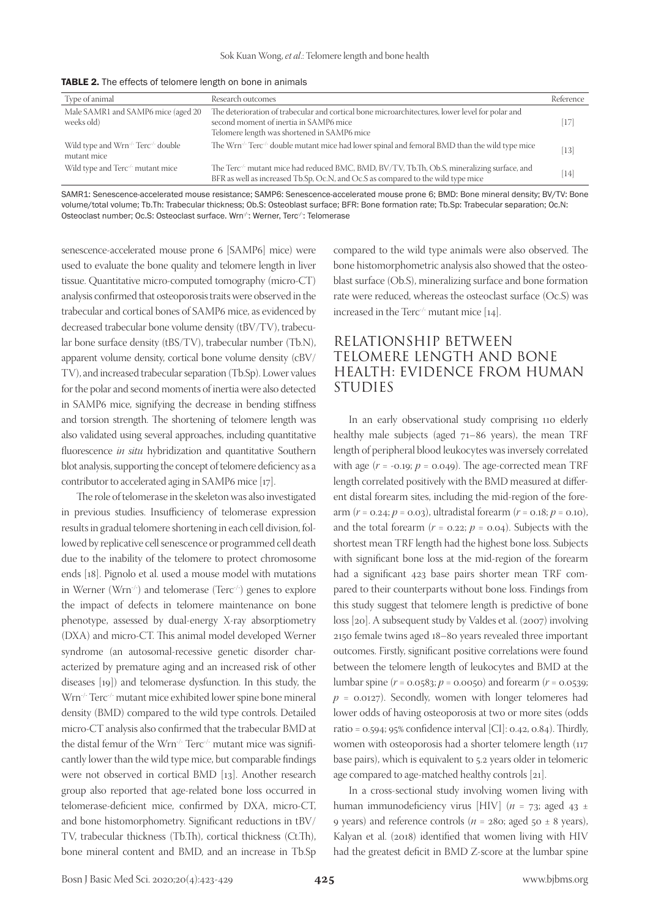**TABLE 2.** The effects of telomere length on bone in animals

| Type of animal | Research outcomes | Reference |
|---|---|---|
| Male SAMR1 and SAMP6 mice (aged 20 weeks old) | The deterioration of trabecular and cortical bone microarchitectures, lower level for polar and second moment of inertia in SAMP6 mice<br>Telomere length was shortened in SAMP6 mice | [17] |
| Wild type and Wrn$^{-/-}$ Terc$^{-/-}$ double mutant mice | The Wrn$^{-/-}$ Terc$^{-/-}$ double mutant mice had lower spinal and femoral BMD than the wild type mice | [13] |
| Wild type and Terc$^{-/-}$ mutant mice | The Terc$^{-/-}$ mutant mice had reduced BMC, BMD, BV/TV, Tb.Th, Ob.S, mineralizing surface, and BFR as well as increased Tb.Sp, Oc.N, and Oc.S as compared to the wild type mice | [14] |

SAMR1: Senescence-accelerated mouse resistance; SAMP6: Senescence-accelerated mouse prone 6; BMD: Bone mineral density; BV/TV: Bone volume/total volume; Tb.Th: Trabecular thickness; Ob.S: Osteoblast surface; BFR: Bone formation rate; Tb.Sp: Trabecular separation; Oc.N: Osteoclast number; Oc.S: Osteoclast surface. Wrn$^{-/-}$: Werner, Terc$^{-/-}$: Telomerase

senescence-accelerated mouse prone 6 [SAMP6] mice) were used to evaluate the bone quality and telomere length in liver tissue. Quantitative micro-computed tomography (micro-CT) analysis confirmed that osteoporosis traits were observed in the trabecular and cortical bones of SAMP6 mice, as evidenced by decreased trabecular bone volume density (tBV/TV), trabecular bone surface density (tBS/TV), trabecular number (Tb.N), apparent volume density, cortical bone volume density (cBV/TV), and increased trabecular separation (Tb.Sp). Lower values for the polar and second moments of inertia were also detected in SAMP6 mice, signifying the decrease in bending stiffness and torsion strength. The shortening of telomere length was also validated using several approaches, including quantitative fluorescence *in situ* hybridization and quantitative Southern blot analysis, supporting the concept of telomere deficiency as a contributor to accelerated aging in SAMP6 mice [17].

The role of telomerase in the skeleton was also investigated in previous studies. Insufficiency of telomerase expression results in gradual telomere shortening in each cell division, followed by replicative cell senescence or programmed cell death due to the inability of the telomere to protect chromosome ends [18]. Pignolo et al. used a mouse model with mutations in Werner (Wrn$^{-/-}$) and telomerase (Terc$^{-/-}$) genes to explore the impact of defects in telomere maintenance on bone phenotype, assessed by dual-energy X-ray absorptiometry (DXA) and micro-CT. This animal model developed Werner syndrome (an autosomal-recessive genetic disorder characterized by premature aging and an increased risk of other diseases [19]) and telomerase dysfunction. In this study, the Wrn$^{-/-}$ Terc$^{-/-}$ mutant mice exhibited lower spine bone mineral density (BMD) compared to the wild type controls. Detailed micro-CT analysis also confirmed that the trabecular BMD at the distal femur of the Wrn$^{-/-}$ Terc$^{-/-}$ mutant mice was significantly lower than the wild type mice, but comparable findings were not observed in cortical BMD [13]. Another research group also reported that age-related bone loss occurred in telomerase-deficient mice, confirmed by DXA, micro-CT, and bone histomorphometry. Significant reductions in tBV/TV, trabecular thickness (Tb.Th), cortical thickness (Ct.Th), bone mineral content and BMD, and an increase in Tb.Sp compared to the wild type animals were also observed. The bone histomorphometric analysis also showed that the osteoblast surface (Ob.S), mineralizing surface and bone formation rate were reduced, whereas the osteoclast surface (Oc.S) was increased in the Terc$^{-/-}$ mutant mice [14].

## RELATIONSHIP BETWEEN TELOMERE LENGTH AND BONE HEALTH: EVIDENCE FROM HUMAN STUDIES

In an early observational study comprising 110 elderly healthy male subjects (aged 71–86 years), the mean TRF length of peripheral blood leukocytes was inversely correlated with age ($r = -0.19$; $p = 0.049$). The age-corrected mean TRF length correlated positively with the BMD measured at different distal forearm sites, including the mid-region of the forearm ($r = 0.24$; $p = 0.03$), ultradistal forearm ($r = 0.18$; $p = 0.10$), and the total forearm ($r = 0.22$; $p = 0.04$). Subjects with the shortest mean TRF length had the highest bone loss. Subjects with significant bone loss at the mid-region of the forearm had a significant 423 base pairs shorter mean TRF compared to their counterparts without bone loss. Findings from this study suggest that telomere length is predictive of bone loss [20]. A subsequent study by Valdes et al. (2007) involving 2150 female twins aged 18–80 years revealed three important outcomes. Firstly, significant positive correlations were found between the telomere length of leukocytes and BMD at the lumbar spine ($r = 0.0583$; $p = 0.0050$) and forearm ($r = 0.0539$; $p = 0.0127$). Secondly, women with longer telomeres had lower odds of having osteoporosis at two or more sites (odds ratio = 0.594; 95% confidence interval [CI]: 0.42, 0.84). Thirdly, women with osteoporosis had a shorter telomere length (117 base pairs), which is equivalent to 5.2 years older in telomeric age compared to age-matched healthy controls [21].

In a cross-sectional study involving women living with human immunodeficiency virus [HIV] ($n = 73$; aged 43 ± 9 years) and reference controls ($n = 280$; aged 50 ± 8 years), Kalyan et al. (2018) identified that women living with HIV had the greatest deficit in BMD Z-score at the lumbar spine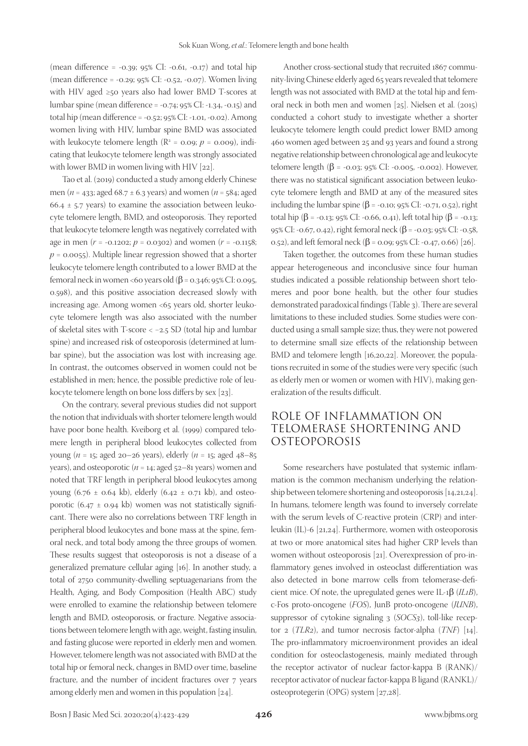(mean difference = -0.39; 95% CI: -0.61, -0.17) and total hip (mean difference = -0.29; 95% CI: -0.52, -0.07). Women living with HIV aged ≥50 years also had lower BMD T-scores at lumbar spine (mean difference = -0.74; 95% CI: -1.34, -0.15) and total hip (mean difference = -0.52; 95% CI: -1.01, -0.02). Among women living with HIV, lumbar spine BMD was associated with leukocyte telomere length ($R^2$ = 0.09; $p$ = 0.009), indicating that leukocyte telomere length was strongly associated with lower BMD in women living with HIV [22].

Tao et al. (2019) conducted a study among elderly Chinese men ($n$ = 433; aged 68.7 ± 6.3 years) and women ($n$ = 584; aged 66.4 ± 5.7 years) to examine the association between leukocyte telomere length, BMD, and osteoporosis. They reported that leukocyte telomere length was negatively correlated with age in men ($r$ = -0.1202; $p$ = 0.0302) and women ($r$ = -0.1158; $p$ = 0.0055). Multiple linear regression showed that a shorter leukocyte telomere length contributed to a lower BMD at the femoral neck in women <60 years old (β = 0.346; 95% CI: 0.095, 0.598), and this positive association decreased slowly with increasing age. Among women <65 years old, shorter leukocyte telomere length was also associated with the number of skeletal sites with T-score < −2.5 SD (total hip and lumbar spine) and increased risk of osteoporosis (determined at lumbar spine), but the association was lost with increasing age. In contrast, the outcomes observed in women could not be established in men; hence, the possible predictive role of leukocyte telomere length on bone loss differs by sex [23].

On the contrary, several previous studies did not support the notion that individuals with shorter telomere length would have poor bone health. Kveiborg et al. (1999) compared telomere length in peripheral blood leukocytes collected from young ($n$ = 15; aged 20–26 years), elderly ($n$ = 15; aged 48–85 years), and osteoporotic ($n$ = 14; aged 52–81 years) women and noted that TRF length in peripheral blood leukocytes among young (6.76 ± 0.64 kb), elderly (6.42 ± 0.71 kb), and osteoporotic (6.47 ± 0.94 kb) women was not statistically significant. There were also no correlations between TRF length in peripheral blood leukocytes and bone mass at the spine, femoral neck, and total body among the three groups of women. These results suggest that osteoporosis is not a disease of a generalized premature cellular aging [16]. In another study, a total of 2750 community-dwelling septuagenarians from the Health, Aging, and Body Composition (Health ABC) study were enrolled to examine the relationship between telomere length and BMD, osteoporosis, or fracture. Negative associations between telomere length with age, weight, fasting insulin, and fasting glucose were reported in elderly men and women. However, telomere length was not associated with BMD at the total hip or femoral neck, changes in BMD over time, baseline fracture, and the number of incident fractures over 7 years among elderly men and women in this population [24].

Another cross-sectional study that recruited 1867 community-living Chinese elderly aged 65 years revealed that telomere length was not associated with BMD at the total hip and femoral neck in both men and women [25]. Nielsen et al. (2015) conducted a cohort study to investigate whether a shorter leukocyte telomere length could predict lower BMD among 460 women aged between 25 and 93 years and found a strong negative relationship between chronological age and leukocyte telomere length (β = -0.03; 95% CI: -0.005, -0.002). However, there was no statistical significant association between leukocyte telomere length and BMD at any of the measured sites including the lumbar spine (β = -0.10; 95% CI: -0.71, 0.52), right total hip (β = -0.13; 95% CI: -0.66, 0.41), left total hip (β = -0.13; 95% CI: -0.67, 0.42), right femoral neck (β = -0.03; 95% CI: -0.58, 0.52), and left femoral neck (β = 0.09; 95% CI: -0.47, 0.66) [26].

Taken together, the outcomes from these human studies appear heterogeneous and inconclusive since four human studies indicated a possible relationship between short telomeres and poor bone health, but the other four studies demonstrated paradoxical findings (Table 3). There are several limitations to these included studies. Some studies were conducted using a small sample size; thus, they were not powered to determine small size effects of the relationship between BMD and telomere length [16,20,22]. Moreover, the populations recruited in some of the studies were very specific (such as elderly men or women or women with HIV), making generalization of the results difficult.

## ROLE OF INFLAMMATION ON TELOMERASE SHORTENING AND OSTEOPOROSIS

Some researchers have postulated that systemic inflammation is the common mechanism underlying the relationship between telomere shortening and osteoporosis [14,21,24]. In humans, telomere length was found to inversely correlate with the serum levels of C-reactive protein (CRP) and interleukin (IL)-6 [21,24]. Furthermore, women with osteoporosis at two or more anatomical sites had higher CRP levels than women without osteoporosis [21]. Overexpression of pro-inflammatory genes involved in osteoclast differentiation was also detected in bone marrow cells from telomerase-deficient mice. Of note, the upregulated genes were IL-1β (*IL1B*), c-Fos proto-oncogene (*FOS*), JunB proto-oncogene (*JUNB*), suppressor of cytokine signaling 3 (*SOCS3*), toll-like receptor 2 (*TLR2*), and tumor necrosis factor-alpha (*TNF*) [14]. The pro-inflammatory microenvironment provides an ideal condition for osteoclastogenesis, mainly mediated through the receptor activator of nuclear factor-kappa B (RANK)/receptor activator of nuclear factor-kappa B ligand (RANKL)/osteoprotegerin (OPG) system [27,28].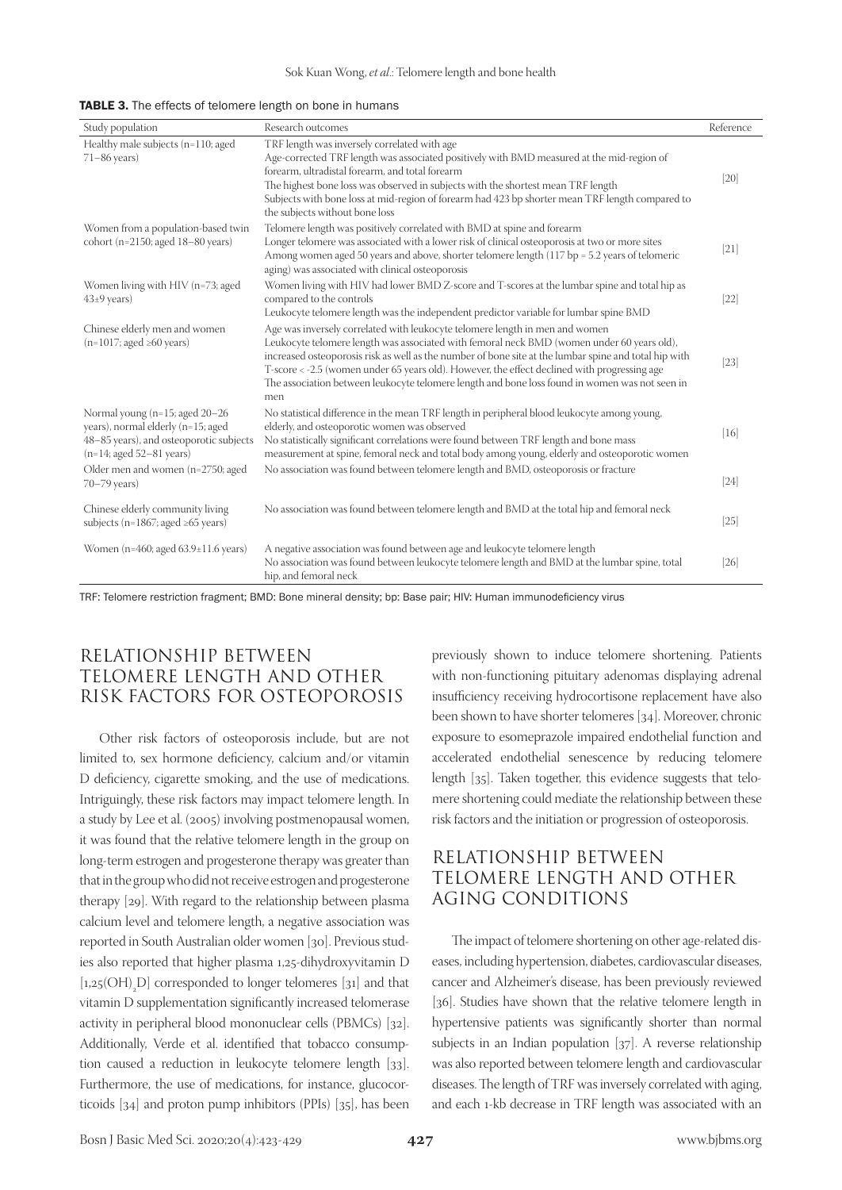**TABLE 3.** The effects of telomere length on bone in humans

| Study population | Research outcomes | Reference |
|---|---|---|
| Healthy male subjects (n=110; aged 71–86 years) | TRF length was inversely correlated with age<br>Age-corrected TRF length was associated positively with BMD measured at the mid-region of forearm, ultradistal forearm, and total forearm<br>The highest bone loss was observed in subjects with the shortest mean TRF length<br>Subjects with bone loss at mid-region of forearm had 423 bp shorter mean TRF length compared to the subjects without bone loss | [20] |
| Women from a population-based twin cohort (n=2150; aged 18–80 years) | Telomere length was positively correlated with BMD at spine and forearm<br>Longer telomere was associated with a lower risk of clinical osteoporosis at two or more sites<br>Among women aged 50 years and above, shorter telomere length (117 bp = 5.2 years of telomeric aging) was associated with clinical osteoporosis | [21] |
| Women living with HIV (n=73; aged 43±9 years) | Women living with HIV had lower BMD Z-score and T-scores at the lumbar spine and total hip as compared to the controls<br>Leukocyte telomere length was the independent predictor variable for lumbar spine BMD | [22] |
| Chinese elderly men and women (n=1017; aged ≥60 years) | Age was inversely correlated with leukocyte telomere length in men and women<br>Leukocyte telomere length was associated with femoral neck BMD (women under 60 years old), increased osteoporosis risk as well as the number of bone site at the lumbar spine and total hip with T-score < -2.5 (women under 65 years old). However, the effect declined with progressing age<br>The association between leukocyte telomere length and bone loss found in women was not seen in men | [23] |
| Normal young (n=15; aged 20–26 years), normal elderly (n=15; aged 48–85 years), and osteoporotic subjects (n=14; aged 52–81 years) | No statistical difference in the mean TRF length in peripheral blood leukocyte among young, elderly, and osteoporotic women was observed<br>No statistically significant correlations were found between TRF length and bone mass measurement at spine, femoral neck and total body among young, elderly and osteoporotic women | [16] |
| Older men and women (n=2750; aged 70–79 years) | No association was found between telomere length and BMD, osteoporosis or fracture | [24] |
| Chinese elderly community living subjects (n=1867; aged ≥65 years) | No association was found between telomere length and BMD at the total hip and femoral neck | [25] |
| Women (n=460; aged 63.9±11.6 years) | A negative association was found between age and leukocyte telomere length<br>No association was found between leukocyte telomere length and BMD at the lumbar spine, total hip, and femoral neck | [26] |

TRF: Telomere restriction fragment; BMD: Bone mineral density; bp: Base pair; HIV: Human immunodeficiency virus

## RELATIONSHIP BETWEEN TELOMERE LENGTH AND OTHER RISK FACTORS FOR OSTEOPOROSIS

Other risk factors of osteoporosis include, but are not limited to, sex hormone deficiency, calcium and/or vitamin D deficiency, cigarette smoking, and the use of medications. Intriguingly, these risk factors may impact telomere length. In a study by Lee et al. (2005) involving postmenopausal women, it was found that the relative telomere length in the group on long-term estrogen and progesterone therapy was greater than that in the group who did not receive estrogen and progesterone therapy [29]. With regard to the relationship between plasma calcium level and telomere length, a negative association was reported in South Australian older women [30]. Previous studies also reported that higher plasma 1,25-dihydroxyvitamin D [$1,25(OH)_2D$] corresponded to longer telomeres [31] and that vitamin D supplementation significantly increased telomerase activity in peripheral blood mononuclear cells (PBMCs) [32]. Additionally, Verde et al. identified that tobacco consumption caused a reduction in leukocyte telomere length [33]. Furthermore, the use of medications, for instance, glucocorticoids [34] and proton pump inhibitors (PPIs) [35], has been previously shown to induce telomere shortening. Patients with non-functioning pituitary adenomas displaying adrenal insufficiency receiving hydrocortisone replacement have also been shown to have shorter telomeres [34]. Moreover, chronic exposure to esomeprazole impaired endothelial function and accelerated endothelial senescence by reducing telomere length [35]. Taken together, this evidence suggests that telomere shortening could mediate the relationship between these risk factors and the initiation or progression of osteoporosis.

## RELATIONSHIP BETWEEN TELOMERE LENGTH AND OTHER AGING CONDITIONS

The impact of telomere shortening on other age-related diseases, including hypertension, diabetes, cardiovascular diseases, cancer and Alzheimer's disease, has been previously reviewed [36]. Studies have shown that the relative telomere length in hypertensive patients was significantly shorter than normal subjects in an Indian population [37]. A reverse relationship was also reported between telomere length and cardiovascular diseases. The length of TRF was inversely correlated with aging, and each 1-kb decrease in TRF length was associated with an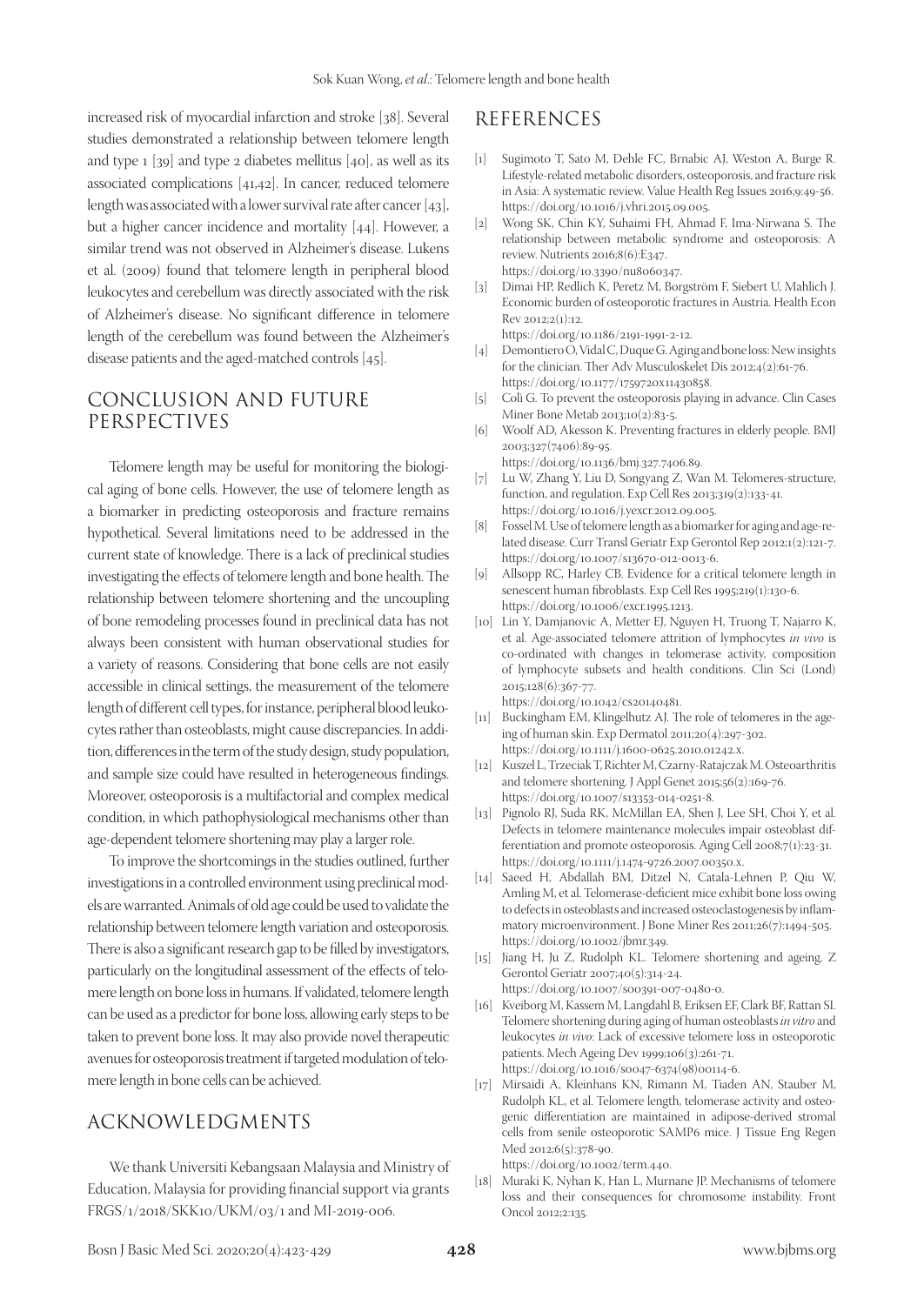increased risk of myocardial infarction and stroke [38]. Several studies demonstrated a relationship between telomere length and type 1 [39] and type 2 diabetes mellitus [40], as well as its associated complications [41,42]. In cancer, reduced telomere length was associated with a lower survival rate after cancer [43], but a higher cancer incidence and mortality [44]. However, a similar trend was not observed in Alzheimer's disease. Lukens et al. (2009) found that telomere length in peripheral blood leukocytes and cerebellum was directly associated with the risk of Alzheimer's disease. No significant difference in telomere length of the cerebellum was found between the Alzheimer's disease patients and the aged-matched controls [45].

## CONCLUSION AND FUTURE PERSPECTIVES

Telomere length may be useful for monitoring the biological aging of bone cells. However, the use of telomere length as a biomarker in predicting osteoporosis and fracture remains hypothetical. Several limitations need to be addressed in the current state of knowledge. There is a lack of preclinical studies investigating the effects of telomere length and bone health. The relationship between telomere shortening and the uncoupling of bone remodeling processes found in preclinical data has not always been consistent with human observational studies for a variety of reasons. Considering that bone cells are not easily accessible in clinical settings, the measurement of the telomere length of different cell types, for instance, peripheral blood leukocytes rather than osteoblasts, might cause discrepancies. In addition, differences in the term of the study design, study population, and sample size could have resulted in heterogeneous findings. Moreover, osteoporosis is a multifactorial and complex medical condition, in which pathophysiological mechanisms other than age-dependent telomere shortening may play a larger role.

To improve the shortcomings in the studies outlined, further investigations in a controlled environment using preclinical models are warranted. Animals of old age could be used to validate the relationship between telomere length variation and osteoporosis. There is also a significant research gap to be filled by investigators, particularly on the longitudinal assessment of the effects of telomere length on bone loss in humans. If validated, telomere length can be used as a predictor for bone loss, allowing early steps to be taken to prevent bone loss. It may also provide novel therapeutic avenues for osteoporosis treatment if targeted modulation of telomere length in bone cells can be achieved.

## ACKNOWLEDGMENTS

We thank Universiti Kebangsaan Malaysia and Ministry of Education, Malaysia for providing financial support via grants FRGS/1/2018/SKK10/UKM/03/1 and MI-2019-006.

## REFERENCES

[1] Sugimoto T, Sato M, Dehle FC, Brnabic AJ, Weston A, Burge R. Lifestyle-related metabolic disorders, osteoporosis, and fracture risk in Asia: A systematic review. Value Health Reg Issues 2016;9:49-56. https://doi.org/10.1016/j.vhri.2015.09.005.

[2] Wong SK, Chin KY, Suhaimi FH, Ahmad F, Ima-Nirwana S. The relationship between metabolic syndrome and osteoporosis: A review. Nutrients 2016;8(6):E347. https://doi.org/10.3390/nu8060347.

[3] Dimai HP, Redlich K, Peretz M, Borgström F, Siebert U, Mahlich J. Economic burden of osteoporotic fractures in Austria. Health Econ Rev 2012;2(1):12. https://doi.org/10.1186/2191-1991-2-12.

[4] Demontiero O, Vidal C, Duque G. Aging and bone loss: New insights for the clinician. Ther Adv Musculoskelet Dis 2012;4(2):61-76. https://doi.org/10.1177/1759720x11430858.

[5] Coli G. To prevent the osteoporosis playing in advance. Clin Cases Miner Bone Metab 2013;10(2):83-5.

[6] Woolf AD, Akesson K. Preventing fractures in elderly people. BMJ 2003;327(7406):89-95. https://doi.org/10.1136/bmj.327.7406.89.

[7] Lu W, Zhang Y, Liu D, Songyang Z, Wan M. Telomeres-structure, function, and regulation. Exp Cell Res 2013;319(2):133-41. https://doi.org/10.1016/j.yexcr.2012.09.005.

[8] Fossel M. Use of telomere length as a biomarker for aging and age-related disease. Curr Transl Geriatr Exp Gerontol Rep 2012;1(2):121-7. https://doi.org/10.1007/s13670-012-0013-6.

[9] Allsopp RC, Harley CB. Evidence for a critical telomere length in senescent human fibroblasts. Exp Cell Res 1995;219(1):130-6. https://doi.org/10.1006/excr.1995.1213.

[10] Lin Y, Damjanovic A, Metter EJ, Nguyen H, Truong T, Najarro K, et al. Age-associated telomere attrition of lymphocytes *in vivo* is co-ordinated with changes in telomerase activity, composition of lymphocyte subsets and health conditions. Clin Sci (Lond) 2015;128(6):367-77. https://doi.org/10.1042/cs20140481.

[11] Buckingham EM, Klingelhutz AJ. The role of telomeres in the ageing of human skin. Exp Dermatol 2011;20(4):297-302. https://doi.org/10.1111/j.1600-0625.2010.01242.x.

[12] Kuszel L, Trzeciak T, Richter M, Czarny-Ratajczak M. Osteoarthritis and telomere shortening. J Appl Genet 2015;56(2):169-76. https://doi.org/10.1007/s13353-014-0251-8.

[13] Pignolo RJ, Suda RK, McMillan EA, Shen J, Lee SH, Choi Y, et al. Defects in telomere maintenance molecules impair osteoblast differentiation and promote osteoporosis. Aging Cell 2008;7(1):23-31. https://doi.org/10.1111/j.1474-9726.2007.00350.x.

[14] Saeed H, Abdallah BM, Ditzel N, Catala-Lehnen P, Qiu W, Amling M, et al. Telomerase-deficient mice exhibit bone loss owing to defects in osteoblasts and increased osteoclastogenesis by inflammatory microenvironment. J Bone Miner Res 2011;26(7):1494-505. https://doi.org/10.1002/jbmr.349.

[15] Jiang H, Ju Z, Rudolph KL. Telomere shortening and ageing. Z Gerontol Geriatr 2007;40(5):314-24. https://doi.org/10.1007/s00391-007-0480-0.

[16] Kveiborg M, Kassem M, Langdahl B, Eriksen EF, Clark BF, Rattan SI. Telomere shortening during aging of human osteoblasts *in vitro* and leukocytes *in vivo*: Lack of excessive telomere loss in osteoporotic patients. Mech Ageing Dev 1999;106(3):261-71. https://doi.org/10.1016/s0047-6374(98)00114-6.

[17] Mirsaidi A, Kleinhans KN, Rimann M, Tiaden AN, Stauber M, Rudolph KL, et al. Telomere length, telomerase activity and osteogenic differentiation are maintained in adipose-derived stromal cells from senile osteoporotic SAMP6 mice. J Tissue Eng Regen Med 2012;6(5):378-90. https://doi.org/10.1002/term.440.

[18] Muraki K, Nyhan K, Han L, Murnane JP. Mechanisms of telomere loss and their consequences for chromosome instability. Front Oncol 2012;2:135.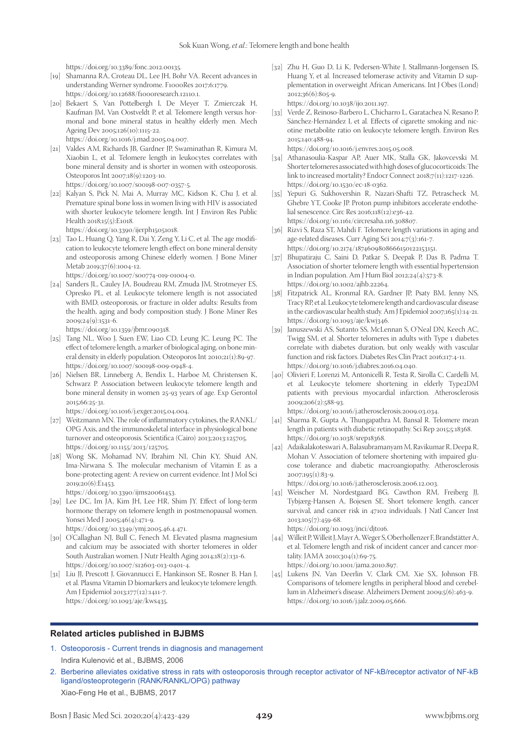https://doi.org/10.3389/fonc.2012.00135.

[19] Shamanna RA, Croteau DL, Lee JH, Bohr VA. Recent advances in understanding Werner syndrome. F1000Res 2017;6:1779. https://doi.org/10.12688/f1000research.12110.1.

[20] Bekaert S, Van Pottelbergh I, De Meyer T, Zmierczak H, Kaufman JM, Van Oostveldt P, et al. Telomere length versus hormonal and bone mineral status in healthy elderly men. Mech Ageing Dev 2005;126(10):1115-22. https://doi.org/10.1016/j.mad.2005.04.007.

[21] Valdes AM, Richards JB, Gardner JP, Swaminathan R, Kimura M, Xiaobin L, et al. Telomere length in leukocytes correlates with bone mineral density and is shorter in women with osteoporosis. Osteoporos Int 2007;18(9):1203-10. https://doi.org/10.1007/s00198-007-0357-5.

[22] Kalyan S, Pick N, Mai A, Murray MC, Kidson K, Chu J, et al. Premature spinal bone loss in women living with HIV is associated with shorter leukocyte telomere length. Int J Environ Res Public Health 2018;15(5):E1018. https://doi.org/10.3390/ijerph15051018.

[23] Tao L, Huang Q, Yang R, Dai Y, Zeng Y, Li C, et al. The age modification to leukocyte telomere length effect on bone mineral density and osteoporosis among Chinese elderly women. J Bone Miner Metab 2019;37(6):1004-12. https://doi.org/10.1007/s00774-019-01004-0.

[24] Sanders JL, Cauley JA, Boudreau RM, Zmuda JM, Strotmeyer ES, Opresko PL, et al. Leukocyte telomere length is not associated with BMD, osteoporosis, or fracture in older adults: Results from the health, aging and body composition study. J Bone Miner Res 2009;24(9):1531-6. https://doi.org/10.1359/jbmr.090318.

[25] Tang NL, Woo J, Suen EW, Liao CD, Leung JC, Leung PC. The effect of telomere length, a marker of biological aging, on bone mineral density in elderly population. Osteoporos Int 2010;21(1):89-97. https://doi.org/10.1007/s00198-009-0948-4.

[26] Nielsen BR, Linneberg A, Bendix L, Harboe M, Christensen K, Schwarz P. Association between leukocyte telomere length and bone mineral density in women 25-93 years of age. Exp Gerontol 2015;66:25-31. https://doi.org/10.1016/j.exger.2015.04.004.

[27] Weitzmann MN. The role of inflammatory cytokines, the RANKL/OPG Axis, and the immunoskeletal interface in physiological bone turnover and osteoporosis. Scientifica (Cairo) 2013;2013:125705. https://doi.org/10.1155/2013/125705.

[28] Wong SK, Mohamad NV, Ibrahim NI, Chin KY, Shuid AN, Ima-Nirwana S. The molecular mechanism of Vitamin E as a bone-protecting agent: A review on current evidence. Int J Mol Sci 2019;20(6):E1453. https://doi.org/10.3390/ijms20061453.

[29] Lee DC, Im JA, Kim JH, Lee HR, Shim JY. Effect of long-term hormone therapy on telomere length in postmenopausal women. Yonsei Med J 2005;46(4):471-9. https://doi.org/10.3349/ymj.2005.46.4.471.

[30] O'Callaghan NJ, Bull C, Fenech M. Elevated plasma magnesium and calcium may be associated with shorter telomeres in older South Australian women. J Nutr Health Aging 2014;18(2):131-6. https://doi.org/10.1007/s12603-013-0401-4.

[31] Liu JJ, Prescott J, Giovannucci E, Hankinson SE, Rosner B, Han J, et al. Plasma Vitamin D biomarkers and leukocyte telomere length. Am J Epidemiol 2013;177(12):1411-7. https://doi.org/10.1093/aje/kws435.

[32] Zhu H, Guo D, Li K, Pedersen-White J, Stallmann-Jorgensen IS, Huang Y, et al. Increased telomerase activity and Vitamin D supplementation in overweight African Americans. Int J Obes (Lond) 2012;36(6):805-9. https://doi.org/10.1038/ijo.2011.197.

[33] Verde Z, Reinoso-Barbero L, Chicharro L, Garatachea N, Resano P, Sánchez-Hernández I, et al. Effects of cigarette smoking and nicotine metabolite ratio on leukocyte telomere length. Environ Res 2015;140:488-94. https://doi.org/10.1016/j.envres.2015.05.008.

[34] Athanasoulia-Kaspar AP, Auer MK, Stalla GK, Jakovcevski M. Shorter telomeres associated with high doses of glucocorticoids: The link to increased mortality? Endocr Connect 2018;7(11):1217-1226. https://doi.org/10.1530/ec-18-0362.

[35] Yepuri G, Sukhovershin R, Nazari-Shafti TZ, Petrascheck M, Ghebre YT, Cooke JP. Proton pump inhibitors accelerate endothelial senescence. Circ Res 2016;118(12):e36-42. https://doi.org/10.1161/circresaha.116.308807.

[36] Rizvi S, Raza ST, Mahdi F. Telomere length variations in aging and age-related diseases. Curr Aging Sci 2014;7(3):161-7. https://doi.org/10.2174/1874609808666150122153151.

[37] Bhupatiraju C, Saini D, Patkar S, Deepak P, Das B, Padma T. Association of shorter telomere length with essential hypertension in Indian population. Am J Hum Biol 2012;24(4):573-8. https://doi.org/10.1002/ajhb.22264.

[38] Fitzpatrick AL, Kronmal RA, Gardner JP, Psaty BM, Jenny NS, Tracy RP, et al. Leukocyte telomere length and cardiovascular disease in the cardiovascular health study. Am J Epidemiol 2007;165(1):14-21. https://doi.org/10.1093/aje/kwj346.

[39] Januszewski AS, Sutanto SS, McLennan S, O'Neal DN, Keech AC, Twigg SM, et al. Shorter telomeres in adults with Type 1 diabetes correlate with diabetes duration, but only weakly with vascular function and risk factors. Diabetes Res Clin Pract 2016;117:4-11. https://doi.org/10.1016/j.diabres.2016.04.040.

[40] Olivieri F, Lorenzi M, Antonicelli R, Testa R, Sirolla C, Cardelli M, et al. Leukocyte telomere shortening in elderly Type2DM patients with previous myocardial infarction. Atherosclerosis 2009;206(2):588-93. https://doi.org/10.1016/j.atherosclerosis.2009.03.034.

[41] Sharma R, Gupta A, Thungapathra M, Bansal R. Telomere mean length in patients with diabetic retinopathy. Sci Rep 2015;5:18368. https://doi.org/10.1038/srep18368.

[42] Adaikalakoteswari A, Balasubramanyam M, Ravikumar R, Deepa R, Mohan V. Association of telomere shortening with impaired glucose tolerance and diabetic macroangiopathy. Atherosclerosis 2007;195(1):83-9. https://doi.org/10.1016/j.atherosclerosis.2006.12.003.

[43] Weischer M, Nordestgaard BG, Cawthon RM, Freiberg JJ, Tybjærg-Hansen A, Bojesen SE. Short telomere length, cancer survival, and cancer risk in 47102 individuals. J Natl Cancer Inst 2013;105(7):459-68. https://doi.org/10.1093/jnci/djt016.

[44] Willeit P, Willeit J, Mayr A, Weger S, Oberhollenzer F, Brandstätter A, et al. Telomere length and risk of incident cancer and cancer mortality. JAMA 2010;304(1):69-75. https://doi.org/10.1001/jama.2010.897.

[45] Lukens JN, Van Deerlin V, Clark CM, Xie SX, Johnson FB. Comparisons of telomere lengths in peripheral blood and cerebellum in Alzheimer's disease. Alzheimers Dement 2009;5(6):463-9. https://doi.org/10.1016/j.jalz.2009.05.666.

## Related articles published in BJBMS

1. Osteoporosis - Current trends in diagnosis and management
   Indira Kulenović et al., BJBMS, 2006
2. Berberine alleviates oxidative stress in rats with osteoporosis through receptor activator of NF-kB/receptor activator of NF-kB ligand/osteoprotegerin (RANK/RANKL/OPG) pathway
   Xiao-Feng He et al., BJBMS, 2017